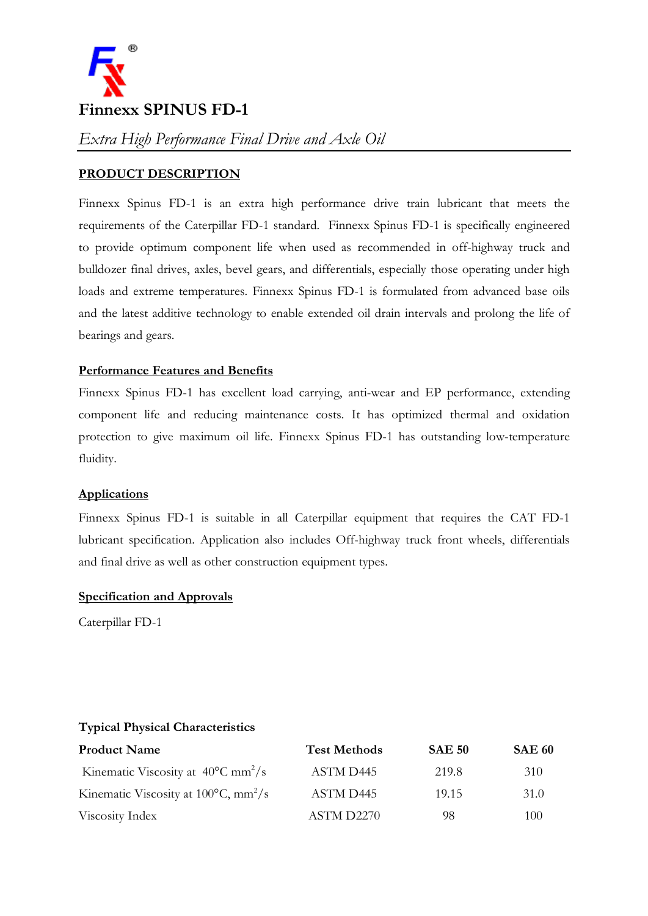# Finnexx SPINUS FD-1

*Extra High Performance Final Drive and Axle Oil*

## PRODUCT DESCRIPTION

Finnexx Spinus FD-1 is an extra high performance drive train lubricant that meets the requirements of the Caterpillar FD-1 standard. Finnexx Spinus FD-1 is specifically engineered to provide optimum component life when used as recommended in off-highway truck and bulldozer final drives, axles, bevel gears, and differentials, especially those operating under high loads and extreme temperatures. Finnexx Spinus FD-1 is formulated from advanced base oils and the latest additive technology to enable extended oil drain intervals and prolong the life of bearings and gears.

### Performance Features and Benefits

Finnexx Spinus FD-1 has excellent load carrying, anti-wear and EP performance, extending component life and reducing maintenance costs. It has optimized thermal and oxidation protection to give maximum oil life. Finnexx Spinus FD-1 has outstanding low-temperature fluidity.

### Applications

Finnexx Spinus FD-1 is suitable in all Caterpillar equipment that requires the CAT FD-1 lubricant specification. Application also includes Off-highway truck front wheels, differentials and final drive as well as other construction equipment types.

### Specification and Approvals

Caterpillar FD-1

### Typical Physical Characteristics

| Product Name | Test Methods | SAE 50 | SAE 60 |
|---|---|---|---|
| Kinematic Viscosity at 40°C $mm^2/s$ | ASTM D445 | 219.8 | 310 |
| Kinematic Viscosity at 100°C, $mm^2/s$ | ASTM D445 | 19.15 | 31.0 |
| Viscosity Index | ASTM D2270 | 98 | 100 |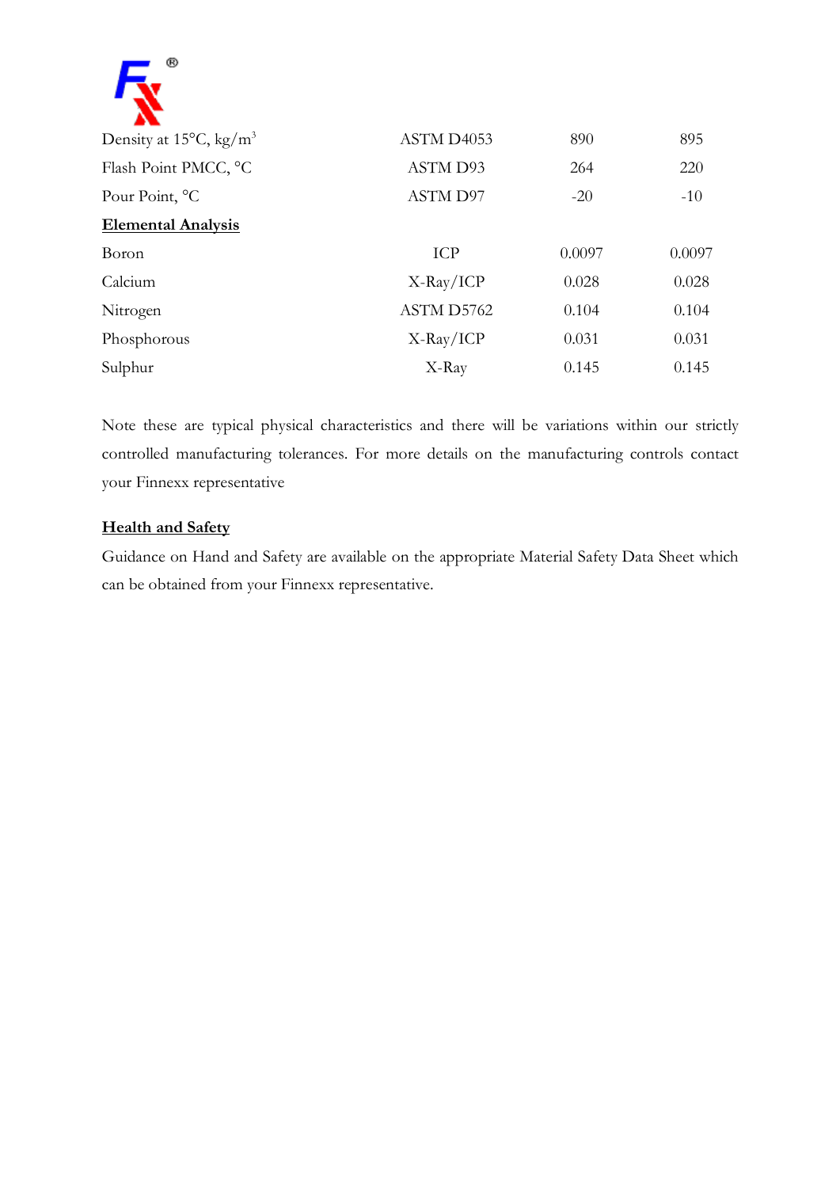| | | | |
|---|---|---|---|
| Density at 15°C, kg/m$^3$ | ASTM D4053 | 890 | 895 |
| Flash Point PMCC, °C | ASTM D93 | 264 | 220 |
| Pour Point, °C | ASTM D97 | -20 | -10 |
| **Elemental Analysis** | | | |
| Boron | ICP | 0.0097 | 0.0097 |
| Calcium | X-Ray/ICP | 0.028 | 0.028 |
| Nitrogen | ASTM D5762 | 0.104 | 0.104 |
| Phosphorous | X-Ray/ICP | 0.031 | 0.031 |
| Sulphur | X-Ray | 0.145 | 0.145 |

Note these are typical physical characteristics and there will be variations within our strictly controlled manufacturing tolerances. For more details on the manufacturing controls contact your Finnexx representative

## Health and Safety

Guidance on Hand and Safety are available on the appropriate Material Safety Data Sheet which can be obtained from your Finnexx representative.